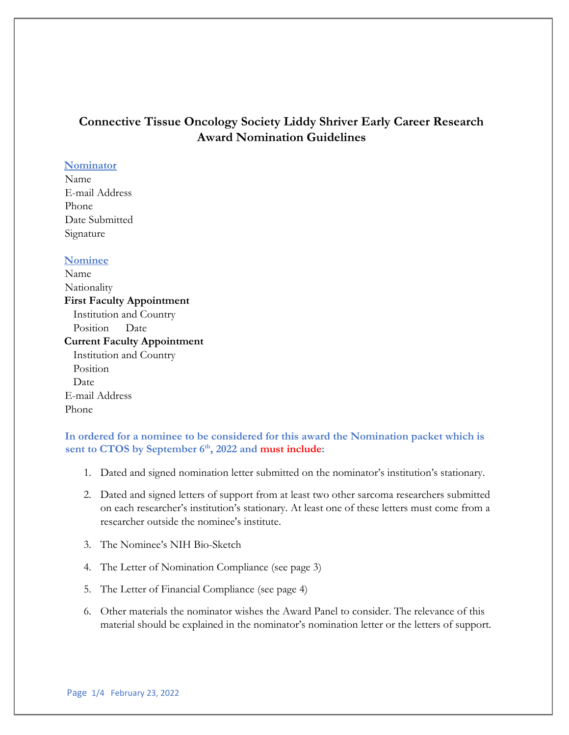# Connective Tissue Oncology Society Liddy Shriver Early Career Research Award Nomination Guidelines

**Nominator**

Name
E-mail Address
Phone
Date Submitted
Signature

**Nominee**

Name
Nationality

**First Faculty Appointment**

Institution and Country
Position Date

**Current Faculty Appointment**

Institution and Country
Position
Date

E-mail Address
Phone

**In ordered for a nominee to be considered for this award the Nomination packet which is sent to CTOS by September 6th, 2022 and must include:**

1. Dated and signed nomination letter submitted on the nominator's institution's stationary.
2. Dated and signed letters of support from at least two other sarcoma researchers submitted on each researcher's institution's stationary. At least one of these letters must come from a researcher outside the nominee's institute.
3. The Nominee's NIH Bio-Sketch
4. The Letter of Nomination Compliance (see page 3)
5. The Letter of Financial Compliance (see page 4)
6. Other materials the nominator wishes the Award Panel to consider. The relevance of this material should be explained in the nominator's nomination letter or the letters of support.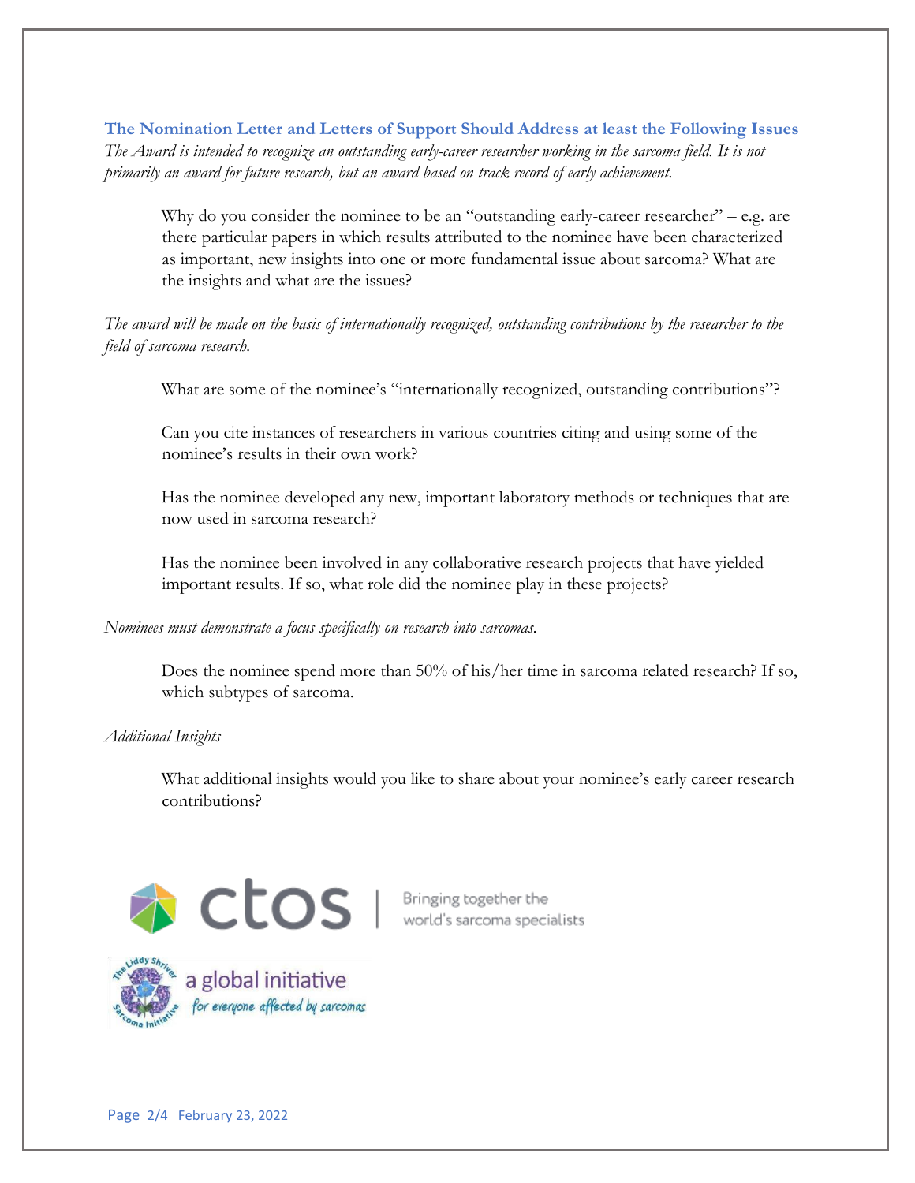## The Nomination Letter and Letters of Support Should Address at least the Following Issues

*The Award is intended to recognize an outstanding early-career researcher working in the sarcoma field. It is not primarily an award for future research, but an award based on track record of early achievement.*

> Why do you consider the nominee to be an "outstanding early-career researcher" – e.g. are there particular papers in which results attributed to the nominee have been characterized as important, new insights into one or more fundamental issue about sarcoma? What are the insights and what are the issues?

*The award will be made on the basis of internationally recognized, outstanding contributions by the researcher to the field of sarcoma research.*

> What are some of the nominee's "internationally recognized, outstanding contributions"?
>
> Can you cite instances of researchers in various countries citing and using some of the nominee's results in their own work?
>
> Has the nominee developed any new, important laboratory methods or techniques that are now used in sarcoma research?
>
> Has the nominee been involved in any collaborative research projects that have yielded important results. If so, what role did the nominee play in these projects?

*Nominees must demonstrate a focus specifically on research into sarcomas.*

> Does the nominee spend more than 50% of his/her time in sarcoma related research? If so, which subtypes of sarcoma.

*Additional Insights*

> What additional insights would you like to share about your nominee's early career research contributions?

ctos | Bringing together the world's sarcoma specialists

The Liddy Shriver Sarcoma Initiative — a global initiative *for everyone affected by sarcomas*

February 23, 2022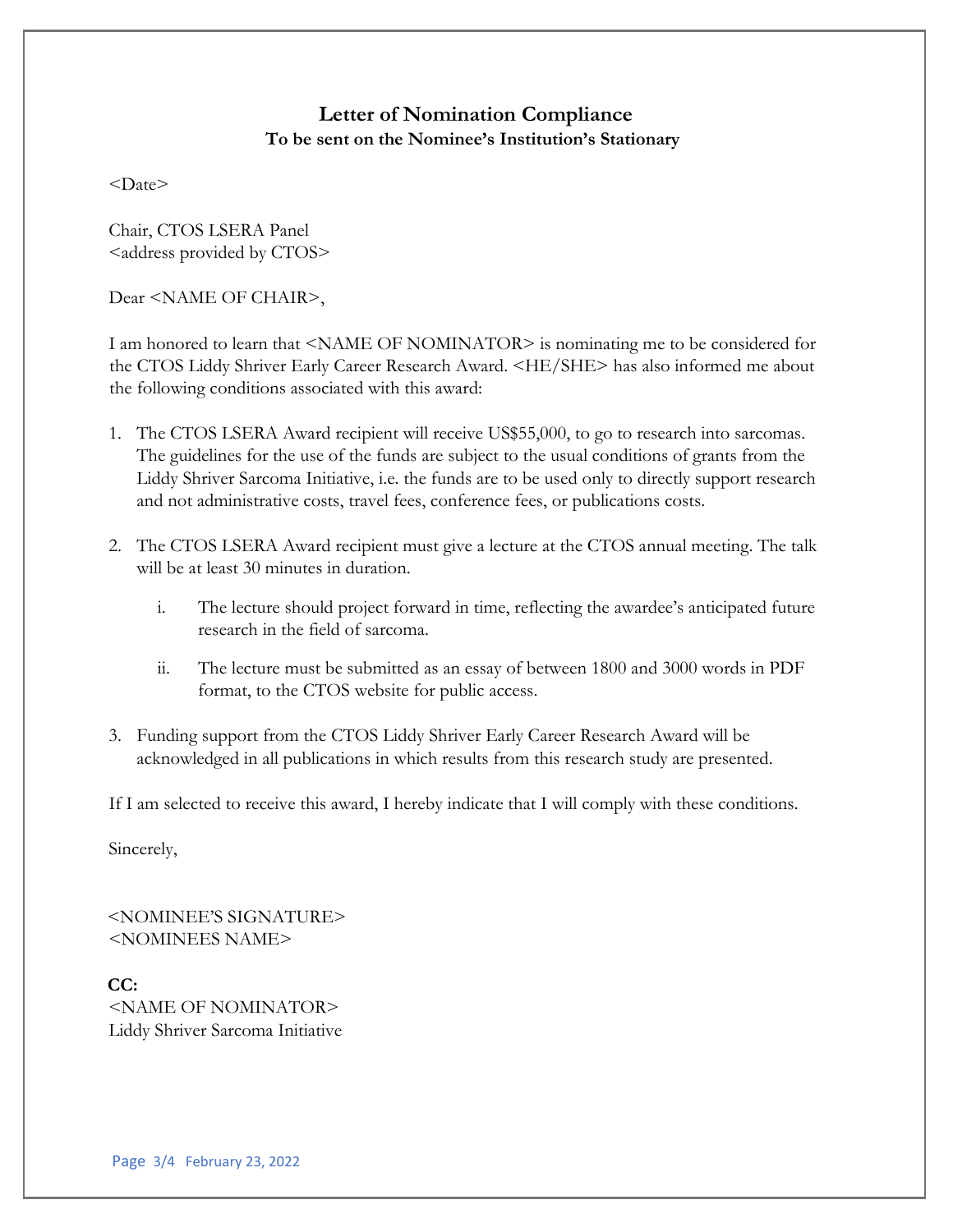# Letter of Nomination Compliance

**To be sent on the Nominee's Institution's Stationary**

<Date>

Chair, CTOS LSERA Panel
<address provided by CTOS>

Dear <NAME OF CHAIR>,

I am honored to learn that <NAME OF NOMINATOR> is nominating me to be considered for the CTOS Liddy Shriver Early Career Research Award. <HE/SHE> has also informed me about the following conditions associated with this award:

1. The CTOS LSERA Award recipient will receive US$55,000, to go to research into sarcomas. The guidelines for the use of the funds are subject to the usual conditions of grants from the Liddy Shriver Sarcoma Initiative, i.e. the funds are to be used only to directly support research and not administrative costs, travel fees, conference fees, or publications costs.

2. The CTOS LSERA Award recipient must give a lecture at the CTOS annual meeting. The talk will be at least 30 minutes in duration.

   i. The lecture should project forward in time, reflecting the awardee's anticipated future research in the field of sarcoma.

   ii. The lecture must be submitted as an essay of between 1800 and 3000 words in PDF format, to the CTOS website for public access.

3. Funding support from the CTOS Liddy Shriver Early Career Research Award will be acknowledged in all publications in which results from this research study are presented.

If I am selected to receive this award, I hereby indicate that I will comply with these conditions.

Sincerely,

<NOMINEE'S SIGNATURE>
<NOMINEES NAME>

**CC:**
<NAME OF NOMINATOR>
Liddy Shriver Sarcoma Initiative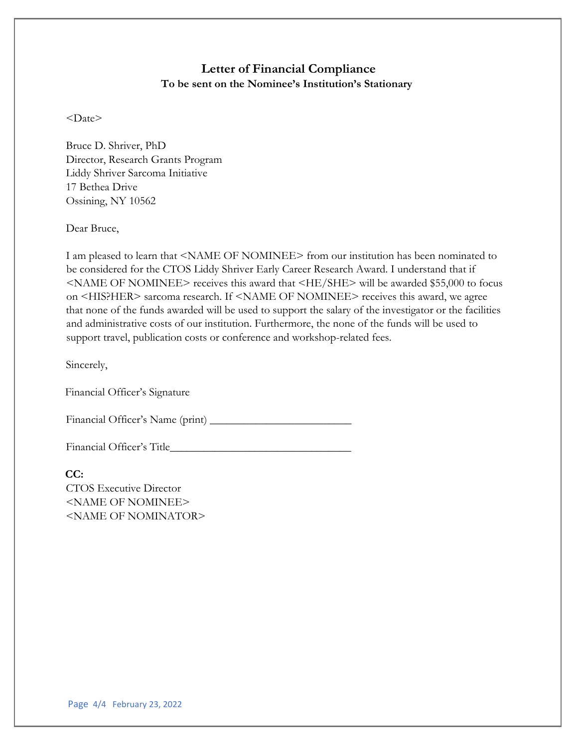# Letter of Financial Compliance

**To be sent on the Nominee's Institution's Stationary**

<Date>

Bruce D. Shriver, PhD
Director, Research Grants Program
Liddy Shriver Sarcoma Initiative
17 Bethea Drive
Ossining, NY 10562

Dear Bruce,

I am pleased to learn that <NAME OF NOMINEE> from our institution has been nominated to be considered for the CTOS Liddy Shriver Early Career Research Award. I understand that if <NAME OF NOMINEE> receives this award that <HE/SHE> will be awarded $55,000 to focus on <HIS?HER> sarcoma research. If <NAME OF NOMINEE> receives this award, we agree that none of the funds awarded will be used to support the salary of the investigator or the facilities and administrative costs of our institution. Furthermore, the none of the funds will be used to support travel, publication costs or conference and workshop-related fees.

Sincerely,

Financial Officer's Signature

Financial Officer's Name (print) _________________________

Financial Officer's Title________________________________

**CC:**
CTOS Executive Director
<NAME OF NOMINEE>
<NAME OF NOMINATOR>